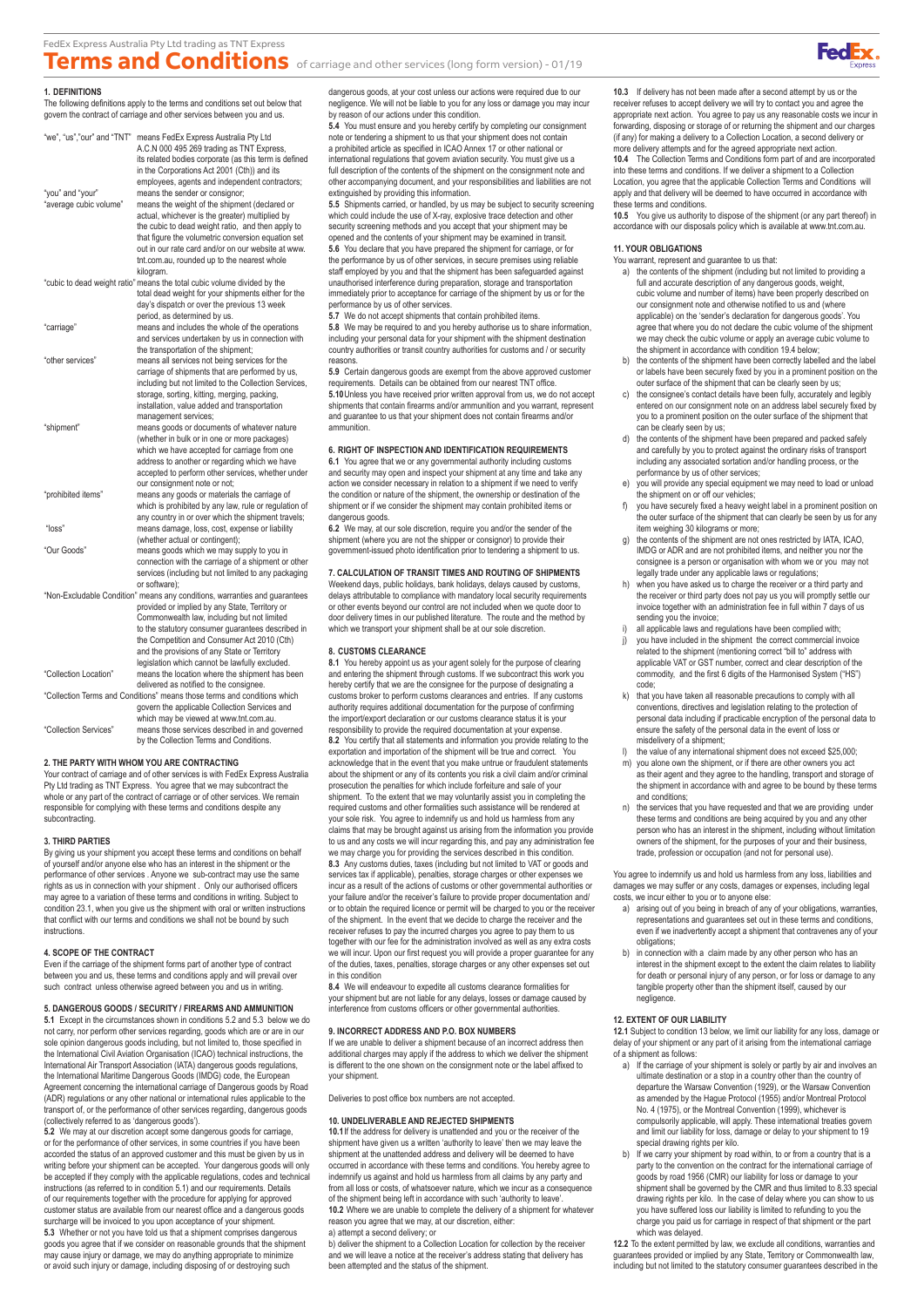FedEx Express Australia Pty Ltd trading as TNT Express

# Terms and Conditions of carriage and other services (long form version) - 01/19

## 1. DEFINITIONS

The following definitions apply to the terms and conditions set out below that govern the contract of carriage and other services between you and us.

| Term | Definition |
|---|---|
| "we", "us","our" and "TNT" | means FedEx Express Australia Pty Ltd A.C.N 000 495 269 trading as TNT Express, its related bodies corporate (as this term is defined in the Corporations Act 2001 (Cth)) and its employees, agents and independent contractors; |
| "you" and "your" | means the sender or consignor; |
| "average cubic volume" | means the weight of the shipment (declared or actual, whichever is the greater) multiplied by the cubic to dead weight ratio, and then apply to that figure the volumetric conversion equation set out in our rate card and/or on our website at www.tnt.com.au, rounded up to the nearest whole kilogram. |
| "cubic to dead weight ratio" | means the total cubic volume divided by the total declared dead weight for your shipments either for the day's dispatch or over the previous 13 week period, as determined by us. |
| "carriage" | means and includes the whole of the operations and services undertaken by us in connection with the transportation of the shipment; |
| "other services" | means all services not being services for the carriage of shipments that are performed by us, including but not limited to the Collection Services, storage, sorting, kitting, merging, packing, installation, value added and transportation management services; |
| "shipment" | means goods or documents of whatever nature (whether in bulk or in one or more packages) which we have accepted for carriage from one address to another or regarding which we have accepted to perform other services, whether under our consignment note or not; |
| "prohibited items" | means any goods or materials the carriage of which is prohibited by any law, rule or regulation of any country in or over which the shipment travels; |
| "loss" | means damage, loss, cost, expense or liability (whether actual or contingent); |
| "Our Goods" | means goods which we may supply to you in connection with the carriage of a shipment or other services (including but not limited to any packaging or software); |
| "Non-Excludable Condition" | means any conditions, warranties and guarantees provided or implied by any State, Territory or Commonwealth law, including but not limited to the statutory consumer guarantees described in the Competition and Consumer Act 2010 (Cth) and the provisions of any State or Territory legislation which cannot be lawfully excluded. |
| "Collection Location" | means the location where the shipment has been delivered as notified to the consignee. |
| "Collection Terms and Conditions" | means those terms and conditions which govern the applicable Collection Services and which may be viewed at www.tnt.com.au. |
| "Collection Services" | means those services described in and governed by the Collection Terms and Conditions. |

## 2. THE PARTY WITH WHOM YOU ARE CONTRACTING

Your contract of carriage and of other services is with FedEx Express Australia Pty Ltd trading as TNT Express. You agree that we may subcontract the whole or any part of the contract of carriage or of other services. We remain responsible for complying with these terms and conditions despite any subcontracting.

## 3. THIRD PARTIES

By giving us your shipment you accept these terms and conditions on behalf of yourself and/or anyone else who has an interest in the shipment or the performance of other services . Anyone we sub-contract may use the same rights as us in connection with your shipment . Only our authorised officers may agree to a variation of these terms and conditions in writing. Subject to condition 23.1, when you give us the shipment with oral or written instructions that conflict with our terms and conditions we shall not be bound by such instructions.

## 4. SCOPE OF THE CONTRACT

Even if the carriage of the shipment forms part of another type of contract between you and us, these terms and conditions apply and will prevail over such contract unless otherwise agreed between you and us in writing.

## 5. DANGEROUS GOODS / SECURITY / FIREARMS AND AMMUNITION

**5.1** Except in the circumstances shown in conditions 5.2 and 5.3 below we do not carry, nor perform other services regarding, goods which are or are in our sole opinion dangerous goods including, but not limited to, those specified in the International Civil Aviation Organisation (ICAO) technical instructions, the International Air Transport Association (IATA) dangerous goods regulations, the International Maritime Dangerous Goods (IMDG) code, the European Agreement concerning the international carriage of Dangerous goods by Road (ADR) regulations or any other national or international rules applicable to the transport of, or the performance of other services regarding, dangerous goods (collectively referred to as 'dangerous goods').

**5.2** We may at our discretion accept some dangerous goods for carriage, or for the performance of other services, in some countries if you have been accorded the status of an approved customer and this must be given by us in writing before your shipment can be accepted. Your dangerous goods will only be accepted if they comply with the applicable regulations, codes and technical instructions (as referred to in condition 5.1) and our requirements. Details of our requirements together with the procedure for applying for approved customer status are available from our nearest office and a dangerous goods surcharge will be invoiced to you upon acceptance of your shipment.

**5.3** Whether or not you have told us that a shipment comprises dangerous goods you agree that if we consider on reasonable grounds that the shipment may cause injury or damage, we may do anything appropriate to minimize or avoid such injury or damage, including disposing of or destroying such dangerous goods, at your cost unless our actions were required due to our negligence. We will not be liable to you for any loss or damage you may incur by reason of our actions under this condition.

**5.4** You must ensure and you hereby certify by completing our consignment note or tendering a shipment to us that your shipment does not contain a prohibited article as specified in ICAO Annex 17 or other national or international regulations that govern aviation security. You must give us a full description of the contents of the shipment on the consignment note and other accompanying document, and your responsibilities and liabilities are not extinguished by providing this information.

**5.5** Shipments carried, or handled, by us may be subject to security screening which could include the use of X-ray, explosive trace detection and other security screening methods and you accept that your shipment may be opened and the contents of your shipment may be examined in transit.

**5.6** You declare that you have prepared the shipment for carriage, or for the performance by us of other services, in secure premises using reliable staff employed by you and that the shipment has been safeguarded against unauthorised interference during preparation, storage and transportation immediately prior to acceptance for carriage of the shipment by us or for the performance by us of other services.

**5.7** We do not accept shipments that contain prohibited items.

**5.8** We may be required to and you hereby authorise us to share information, including your personal data for your shipment with the shipment destination country authorities or transit country authorities for customs and / or security reasons.

**5.9** Certain dangerous goods are exempt from the above approved customer requirements. Details can be obtained from our nearest TNT office.

**5.10** Unless you have received prior written approval from us, we do not accept shipments that contain firearms and/or ammunition and you warrant, represent and guarantee to us that your shipment does not contain firearms and/or ammunition.

## 6. RIGHT OF INSPECTION AND IDENTIFICATION REQUIREMENTS

**6.1** You agree that we or any governmental authority including customs and security may open and inspect your shipment at any time and take any action we consider necessary in relation to a shipment if we need to verify the condition or nature of the shipment, the ownership or destination of the shipment or if we consider the shipment may contain prohibited items or dangerous goods.

**6.2** We may, at our sole discretion, require you and/or the sender of the shipment (where you are not the shipper or consignor) to provide their government-issued photo identification prior to tendering a shipment to us.

## 7. CALCULATION OF TRANSIT TIMES AND ROUTING OF SHIPMENTS

Weekend days, public holidays, bank holidays, delays caused by customs, delays attributable to compliance with mandatory local security requirements or other events beyond our control are not included when we quote door to door delivery times in our published literature. The route and the method by which we transport your shipment shall be at our sole discretion.

## 8. CUSTOMS CLEARANCE

**8.1** You hereby appoint us as your agent solely for the purpose of clearing and entering the shipment through customs. If we subcontract this work you hereby certify that we are the consignee for the purpose of designating a customs broker to perform customs clearances and entries. If any customs authority requires additional documentation for the purpose of confirming the import/export declaration or our customs clearance status it is your responsibility to provide the required documentation at your expense.

**8.2** You certify that all statements and information you provide relating to the exportation and importation of the shipment will be true and correct. You acknowledge that in the event that you make untrue or fraudulent statements about the shipment or any of its contents you risk a civil claim and/or criminal prosecution the penalties for which include forfeiture and sale of your shipment. To the extent that we may voluntarily assist you in completing the required customs and other formalities such assistance will be rendered at your sole risk. You agree to indemnify us and hold us harmless from any claims that may be brought against us arising from the information you provide to us and any costs we will incur regarding this, and pay any administration fee we may charge you for providing the services described in this condition.

**8.3** Any customs duties, taxes (including but not limited to VAT or goods and services tax if applicable), penalties, storage charges or other expenses we incur as a result of the actions of customs or other governmental authorities or your failure and/or the receiver's failure to provide proper documentation and/ or to obtain the required licence or permit will be charged to you or the receiver of the shipment. In the event that we decide to charge the receiver and the receiver refuses to pay the incurred charges you agree to pay them to us together with our fee for the administration involved as well as any extra costs we will incur. Upon our first request you will provide a proper guarantee for any of the duties, taxes, penalties, storage charges or any other expenses set out in this condition

**8.4** We will endeavour to expedite all customs clearance formalities for your shipment but are not liable for any delays, losses or damage caused by interference from customs officers or other governmental authorities.

## 9. INCORRECT ADDRESS AND P.O. BOX NUMBERS

If we are unable to deliver a shipment because of an incorrect address then additional charges may apply if the address to which we deliver the shipment is different to the one shown on the consignment note or the label affixed to your shipment.

Deliveries to post office box numbers are not accepted.

## 10. UNDELIVERABLE AND REJECTED SHIPMENTS

**10.1** If the address for delivery is unattended and you or the receiver of the shipment have given us a written 'authority to leave' then we may leave the shipment at the unattended address and delivery will be deemed to have occurred in accordance with these terms and conditions. You hereby agree to indemnify us against and hold us harmless from all claims by any party and from all loss or costs, of whatsoever nature, which we incur as a consequence of the shipment being left in accordance with such 'authority to leave'.

**10.2** Where we are unable to complete the delivery of a shipment for whatever reason you agree that we may, at our discretion, either:

a) attempt a second delivery; or

b) deliver the shipment to a Collection Location for collection by the receiver and we will leave a notice at the receiver's address stating that delivery has been attempted and the status of the shipment.

**10.3** If delivery has not been made after a second attempt by us or the receiver refuses to accept delivery we will try to contact you and agree the appropriate next action. You agree to pay us any reasonable costs we incur in forwarding, disposing or storage of or returning the shipment and our charges (if any) for making a delivery to a Collection Location, a second delivery or more delivery attempts and for the agreed appropriate next action.

**10.4** The Collection Terms and Conditions form part of and are incorporated into these terms and conditions. If we deliver a shipment to a Collection Location, you agree that the applicable Collection Terms and Conditions will apply and that delivery will be deemed to have occurred in accordance with these terms and conditions.

**10.5** You give us authority to dispose of the shipment (or any part thereof) in accordance with our disposals policy which is available at www.tnt.com.au.

## 11. YOUR OBLIGATIONS

You warrant, represent and guarantee to us that:

a) the contents of the shipment (including but not limited to providing a full and accurate description of any dangerous goods, weight, cubic volume and number of items) have been properly described on our consignment note and otherwise notified to us and (where applicable) on the 'sender's declaration for dangerous goods'. You agree that where you do not declare the cubic volume of the shipment we may check the cubic volume or apply an average cubic volume to the shipment in accordance with condition 19.4 below;

b) the contents of the shipment have been correctly labelled and the label or labels have been securely fixed by you in a prominent position on the outer surface of the shipment that can be clearly seen by us;

c) the consignee's contact details have been fully, accurately and legibly entered on our consignment note on an address label securely fixed by you to a prominent position on the outer surface of the shipment that can be clearly seen by us;

d) the contents of the shipment have been prepared and packed safely and carefully by you to protect against the ordinary risks of transport including any associated sortation and/or handling process, or the performance by us of other services;

e) you will provide any special equipment we may need to load or unload the shipment on or off our vehicles;

f) you have securely fixed a heavy weight label in a prominent position on the outer surface of the shipment that can clearly be seen by us for any item weighing 30 kilograms or more;

g) the contents of the shipment are not ones restricted by IATA, ICAO, IMDG or ADR and are not prohibited items, and neither you nor the consignee is a person or organisation with whom we or you may not legally trade under any applicable laws or regulations;

h) when you have asked us to charge the receiver or a third party and the receiver or third party does not pay us you will promptly settle our invoice together with an administration fee in full within 7 days of us sending you the invoice;

i) all applicable laws and regulations have been complied with;

j) you have included in the shipment the correct commercial invoice related to the shipment (mentioning correct "bill to" address with applicable VAT or GST number, correct and clear description of the commodity, and the first 6 digits of the Harmonised System ("HS") code;

k) that you have taken all reasonable precautions to comply with all conventions, directives and legislation relating to the protection of personal data including if practicable encryption of the personal data to ensure the safety of the personal data in the event of loss or misdelivery of a shipment;

l) the value of any international shipment does not exceed $25,000;

m) you alone own the shipment, or if there are other owners you act as their agent and they agree to the handling, transport and storage of the shipment in accordance with and agree to be bound by these terms and conditions;

n) the services that you have requested and that we are providing under these terms and conditions are being acquired by you and any other person who has an interest in the shipment, including without limitation owners of the shipment, for the purposes of your and their business, trade, profession or occupation (and not for personal use).

You agree to indemnify us and hold us harmless from any loss, liabilities and damages we may suffer or any costs, damages or expenses, including legal costs, we incur either to you or to anyone else:

a) arising out of you being in breach of any of your obligations, warranties, representations and guarantees set out in these terms and conditions, even if we inadvertently accept a shipment that contravenes any of your obligations;

b) in connection with a claim made by any other person who has an interest in the shipment except to the extent the claim relates to liability for death or personal injury of any person, or for loss or damage to any tangible property other than the shipment itself, caused by our negligence.

## 12. EXTENT OF OUR LIABILITY

**12.1** Subject to condition 13 below, we limit our liability for any loss, damage or delay of your shipment or any part of it arising from the international carriage of a shipment as follows:

a) If the carriage of your shipment is solely or partly by air and involves an ultimate destination or a stop in a country other than the country of departure the Warsaw Convention (1929), or the Warsaw Convention as amended by the Hague Protocol (1955) and/or Montreal Protocol No. 4 (1975), or the Montreal Convention (1999), whichever is compulsorily applicable, will apply. These international treaties govern and limit our liability for loss, damage or delay to your shipment to 19 special drawing rights per kilo.

b) If we carry your shipment by road within, to or from a country that is a party to the convention on the contract for the international carriage of goods by road 1956 (CMR) our liability for loss or damage to your shipment shall be governed by the CMR and thus limited to 8.33 special drawing rights per kilo. In the case of delay where you can show to us you have suffered loss our liability is limited to refunding to you the charge you paid us for carriage in respect of that shipment or the part which was delayed.

**12.2** To the extent permitted by law, we exclude all conditions, warranties and guarantees provided or implied by any State, Territory or Commonwealth law, including but not limited to the statutory consumer guarantees described in the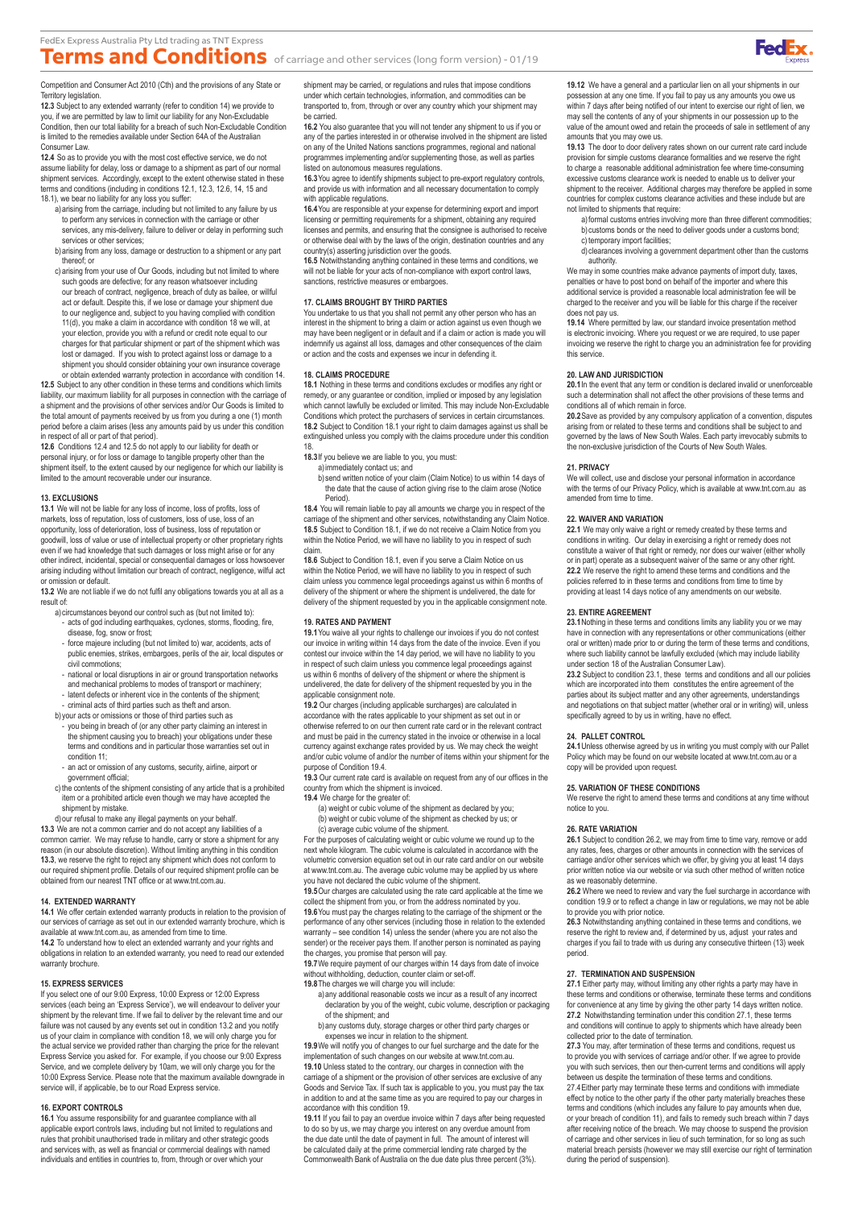Competition and Consumer Act 2010 (Cth) and the provisions of any State or Territory legislation.

**12.3** Subject to any extended warranty (refer to condition 14) we provide to you, if we are permitted by law to limit our liability for any Non-Excludable Condition, then our total liability for a breach of such Non-Excludable Condition is limited to the remedies available under Section 64A of the Australian Consumer Law.

**12.4** So as to provide you with the most cost effective service, we do not assume liability for delay, loss or damage to a shipment as part of our normal shipment services. Accordingly, except to the extent otherwise stated in these terms and conditions (including in conditions 12.1, 12.3, 12.6, 14, 15 and 18.1), we bear no liability for any loss you suffer:

a) arising from the carriage, including but not limited to any failure by us to perform any services in connection with the carriage or other services, any mis-delivery, failure to deliver or delay in performing such services or other services;

b) arising from any loss, damage or destruction to a shipment or any part thereof; or

c) arising from your use of Our Goods, including but not limited to where such goods are defective; for any reason whatsoever including our breach of contract, negligence, breach of duty as bailee, or willful act or default. Despite this, if we lose or damage your shipment due to our negligence and, subject to you having complied with condition 11(d), you make a claim in accordance with condition 18 we will, at your election, provide you with a refund or credit note equal to our charges for that particular shipment or part of the shipment which was lost or damaged. If you wish to protect against loss or damage to a shipment you should consider obtaining your own insurance coverage or obtain extended warranty protection in accordance with condition 14.

**12.5** Subject to any other condition in these terms and conditions which limits liability, our maximum liability for all purposes in connection with the carriage of a shipment and the provisions of other services and/or Our Goods is limited to the total amount of payments received by us from you during a one (1) month period before a claim arises (less any amounts paid by us under this condition in respect of all or part of that period).

**12.6** Conditions 12.4 and 12.5 do not apply to our liability for death or personal injury, or for loss or damage to tangible property other than the shipment itself, to the extent caused by our negligence for which our liability is limited to the amount recoverable under our insurance.

## 13. EXCLUSIONS

**13.1** We will not be liable for any loss of income, loss of profits, loss of markets, loss of reputation, loss of customers, loss of use, loss of an opportunity, loss of deterioration, loss of business, loss of reputation or goodwill, loss of value or use of intellectual property or other proprietary rights even if we had knowledge that such damages or loss might arise or for any other indirect, incidental, special or consequential damages or loss howsoever arising including without limitation our breach of contract, negligence, wilful act or omission or default.

**13.2** We are not liable if we do not fulfil any obligations towards you at all as a result of:

a) circumstances beyond our control such as (but not limited to):
- acts of god including earthquakes, cyclones, storms, flooding, fire, disease, fog, snow or frost;
- force majeure including (but not limited to) war, accidents, acts of public enemies, strikes, embargoes, perils of the air, local disputes or civil commotions;
- national or local disruptions in air or ground transportation networks and mechanical problems to modes of transport or machinery;
- latent defects or inherent vice in the contents of the shipment;
- criminal acts of third parties such as theft and arson.

b) your acts or omissions or those of third parties such as
- you being in breach of (or any other party claiming an interest in the shipment causing you to breach) your obligations under these terms and conditions and in particular those warranties set out in condition 11;
- an act or omission of any customs, security, airline, airport or government official;

c) the contents of the shipment consisting of any article that is a prohibited item or a prohibited article even though we may have accepted the shipment by mistake.

d) our refusal to make any illegal payments on your behalf.

**13.3** We are not a common carrier and do not accept any liabilities of a common carrier. We may refuse to handle, carry or store a shipment for any reason (in our absolute discretion). Without limiting anything in this condition **13.3**, we reserve the right to reject any shipment which does not conform to our required shipment profile. Details of our required shipment profile can be obtained from our nearest TNT office or at www.tnt.com.au.

## 14. EXTENDED WARRANTY

**14.1** We offer certain extended warranty products in relation to the provision of our services of carriage as set out in our extended warranty brochure, which is available at www.tnt.com.au, as amended from time to time.

**14.2** To understand how to elect an extended warranty and your rights and obligations in relation to an extended warranty, you need to read our extended warranty brochure.

## 15. EXPRESS SERVICES

If you select one of our 9:00 Express, 10:00 Express or 12:00 Express services (each being an 'Express Service'), we will endeavour to deliver your shipment by the relevant time. If we fail to deliver by the relevant time and our failure was not caused by any events set out in condition 13.2 and you notify us of your claim in compliance with condition 18, we will only charge you for the actual service we provided rather than charging the price for the relevant Express Service you asked for. For example, if you choose our 9:00 Express Service, and we complete delivery by 10am, we will only charge you for the 10:00 Express Service. Please note that the maximum available downgrade in service will, if applicable, be to our Road Express service.

## 16. EXPORT CONTROLS

**16.1** You assume responsibility for and guarantee compliance with all applicable export controls laws, including but not limited to regulations and rules that prohibit unauthorised trade in military and other strategic goods and services with, as well as financial or commercial dealings with named individuals and entities in countries to, from, through or over which your shipment may be carried, or regulations and rules that impose conditions under which certain technologies, information, and commodities can be transported to, from, through or over any country which your shipment may be carried.

**16.2** You also guarantee that you will not tender any shipment to us if you or any of the parties interested in or otherwise involved in the shipment are listed on any of the United Nations sanctions programmes, regional and national programmes implementing and/or supplementing those, as well as parties listed on autonomous measures regulations.

**16.3** You agree to identify shipments subject to pre-export regulatory controls, and provide us with information and all necessary documentation to comply with applicable regulations.

**16.4** You are responsible at your expense for determining export and import licensing or permitting requirements for a shipment, obtaining any required licenses and permits, and ensuring that the consignee is authorised to receive or otherwise deal with by the laws of the origin, destination countries and any country(s) asserting jurisdiction over the goods.

**16.5** Notwithstanding anything contained in these terms and conditions, we will not be liable for your acts of non-compliance with export control laws, sanctions, restrictive measures or embargoes.

## 17. CLAIMS BROUGHT BY THIRD PARTIES

You undertake to us that you shall not permit any other person who has an interest in the shipment to bring a claim or action against us even though we may have been negligent or in default and if a claim or action is made you will indemnify us against all loss, damages and other consequences of the claim or action and the costs and expenses we incur in defending it.

## 18. CLAIMS PROCEDURE

**18.1** Nothing in these terms and conditions excludes or modifies any right or remedy, or any guarantee or condition, implied or imposed by any legislation which cannot lawfully be excluded or limited. This may include Non-Excludable Conditions which protect the purchasers of services in certain circumstances.

**18.2** Subject to Condition 18.1 your right to claim damages against us shall be extinguished unless you comply with the claims procedure under this condition 18.

**18.3** If you believe we are liable to you, you must:

a) immediately contact us; and

b) send written notice of your claim (Claim Notice) to us within 14 days of the date that the cause of action giving rise to the claim arose (Notice Period).

**18.4** You will remain liable to pay all amounts we charge you in respect of the carriage of the shipment and other services, notwithstanding any Claim Notice.

**18.5** Subject to Condition 18.1, if we do not receive a Claim Notice from you within the Notice Period, we will have no liability to you in respect of such claim.

**18.6** Subject to Condition 18.1, even if you serve a Claim Notice on us within the Notice Period, we will have no liability to you in respect of such claim unless you commence legal proceedings against us within 6 months of delivery of the shipment or where the shipment is undelivered, the date for delivery of the shipment requested by you in the applicable consignment note.

## 19. RATES AND PAYMENT

**19.1** You waive all your rights to challenge our invoices if you do not contest our invoice in writing within 14 days from the date of the invoice. Even if you contest our invoice within the 14 day period, we will have no liability to you in respect of such claim unless you commence legal proceedings against us within 6 months of delivery of the shipment or where the shipment is undelivered, the date for delivery of the shipment requested by you in the applicable consignment note.

**19.2** Our charges (including applicable surcharges) are calculated in accordance with the rates applicable to your shipment as set out in or otherwise referred to on our then current rate card or in the relevant contract and must be paid in the currency stated in the invoice or otherwise in a local currency against exchange rates provided by us. We may check the weight and/or cubic volume of and/or the number of items within your shipment for the purpose of Condition 19.4.

**19.3** Our current rate card is available on request from any of our offices in the country from which the shipment is invoiced.

**19.4** We charge for the greater of:

(a) weight or cubic volume of the shipment as declared by you;

(b) weight or cubic volume of the shipment as checked by us; or

(c) average cubic volume of the shipment.

For the purposes of calculating weight or cubic volume we round up to the next whole kilogram. The cubic volume is calculated in accordance with the volumetric conversion equation set out in our rate card and/or on our website at www.tnt.com.au. The average cubic volume may be applied by us where you have not declared the cubic volume of the shipment.

**19.5** Our charges are calculated using the rate card applicable at the time we collect the shipment from you, or from the address nominated by you.

**19.6** You must pay the charges relating to the carriage of the shipment or the performance of any other services (including those in relation to the extended warranty – see condition 14) unless the sender (where you are not also the sender) or the receiver pays them. If another person is nominated as paying the charges, you promise that person will pay.

**19.7** We require payment of our charges within 14 days from date of invoice without withholding, deduction, counter claim or set-off.

**19.8** The charges we will charge you will include:

a) any additional reasonable costs we incur as a result of any incorrect declaration by you of the weight, cubic volume, description or packaging of the shipment; and

b) any customs duty, storage charges or other third party charges or expenses we incur in relation to the shipment.

**19.9** We will notify you of changes to our fuel surcharge and the date for the implementation of such changes on our website at www.tnt.com.au.

**19.10** Unless stated to the contrary, our charges in connection with the carriage of a shipment or the provision of other services are exclusive of any Goods and Service Tax. If such tax is applicable to you, you must pay the tax in addition to and at the same time as you are required to pay our charges in accordance with this condition 19.

**19.11** If you fail to pay an overdue invoice within 7 days after being requested to do so by us, we may charge you interest on any overdue amount from the due date until the date of payment in full. The amount of interest will be calculated daily at the prime commercial lending rate charged by the Commonwealth Bank of Australia on the due date plus three percent (3%).

**19.12** We have a general and a particular lien on all your shipments in our possession at any one time. If you fail to pay us any amounts you owe us within 7 days after being notified of our intent to exercise our right of lien, we may sell the contents of any of your shipments in our possession up to the value of the amount owed and retain the proceeds of sale in settlement of any amounts that you may owe us.

**19.13** The door to door delivery rates shown on our current rate card include provision for simple customs clearance formalities and we reserve the right to charge a reasonable additional administration fee where time-consuming excessive customs clearance work is needed to enable us to deliver your shipment to the receiver. Additional charges may therefore be applied in some countries for complex customs clearance activities and these include but are not limited to shipments that require:

a) formal customs entries involving more than three different commodities;

b) customs bonds or the need to deliver goods under a customs bond;

c) temporary import facilities;

d) clearances involving a government department other than the customs authority.

We may in some countries make advance payments of import duty, taxes, penalties or have to post bond on behalf of the importer and where this additional service is provided a reasonable local administration fee will be charged to the receiver and you will be liable for this charge if the receiver does not pay us.

**19.14** Where permitted by law, our standard invoice presentation method is electronic invoicing. Where you request or we are required, to use paper invoicing we reserve the right to charge you an administration fee for providing this service.

## 20. LAW AND JURISDICTION

**20.1** In the event that any term or condition is declared invalid or unenforceable such a determination shall not affect the other provisions of these terms and conditions all of which remain in force.

**20.2** Save as provided by any compulsory application of a convention, disputes arising from or related to these terms and conditions shall be subject to and governed by the laws of New South Wales. Each party irrevocably submits to the non-exclusive jurisdiction of the Courts of New South Wales.

## 21. PRIVACY

We will collect, use and disclose your personal information in accordance with the terms of our Privacy Policy, which is available at www.tnt.com.au as amended from time to time.

## 22. WAIVER AND VARIATION

**22.1** We may only waive a right or remedy created by these terms and conditions in writing. Our delay in exercising a right or remedy does not constitute a waiver of that right or remedy, nor does our waiver (either wholly or in part) operate as a subsequent waiver of the same or any other right.

**22.2** We reserve the right to amend these terms and conditions and the policies referred to in these terms and conditions from time to time by providing at least 14 days notice of any amendments on our website.

## 23. ENTIRE AGREEMENT

**23.1** Nothing in these terms and conditions limits any liability you or we may have in connection with any representations or other communications (either oral or written) made prior to or during the term of these terms and conditions, where such liability cannot be lawfully excluded (which may include liability under section 18 of the Australian Consumer Law).

**23.2** Subject to condition 23.1, these terms and conditions and all our policies which are incorporated into them constitutes the entire agreement of the parties about its subject matter and any other agreements, understandings and negotiations on that subject matter (whether oral or in writing) will, unless specifically agreed to by us in writing, have no effect.

## 24. PALLET CONTROL

**24.1** Unless otherwise agreed by us in writing you must comply with our Pallet Policy which may be found on our website located at www.tnt.com.au or a copy will be provided upon request.

## 25. VARIATION OF THESE CONDITIONS

We reserve the right to amend these terms and conditions at any time without notice to you.

## 26. RATE VARIATION

**26.1** Subject to condition 26.2, we may from time to time vary, remove or add any rates, fees, charges or other amounts in connection with the services of carriage and/or other services which we offer, by giving you at least 14 days prior written notice via our website or via such other method of written notice as we reasonably determine.

**26.2** Where we need to review and vary the fuel surcharge in accordance with condition 19.9 or to reflect a change in law or regulations, we may not be able to provide you with prior notice.

**26.3** Notwithstanding anything contained in these terms and conditions, we reserve the right to review and, if determined by us, adjust your rates and charges if you fail to trade with us during any consecutive thirteen (13) week period.

## 27. TERMINATION AND SUSPENSION

**27.1** Either party may, without limiting any other rights a party may have in these terms and conditions or otherwise, terminate these terms and conditions for convenience at any time by giving the other party 14 days written notice.

**27.2** Notwithstanding termination under this condition 27.1, these terms and conditions will continue to apply to shipments which have already been collected prior to the date of termination.

**27.3** You may, after termination of these terms and conditions, request us to provide you with services of carriage and/or other. If we agree to provide you with such services, then our then-current terms and conditions will apply between us despite the termination of these terms and conditions.

**27.4** Either party may terminate these terms and conditions with immediate effect by notice to the other party if the other party materially breaches these terms and conditions (which includes any failure to pay amounts when due, or your breach of condition 11), and fails to remedy such breach within 7 days after receiving notice of the breach. We may choose to suspend the provision of carriage and other services in lieu of such termination, for so long as such material breach persists (however we may still exercise our right of termination during the period of suspension).